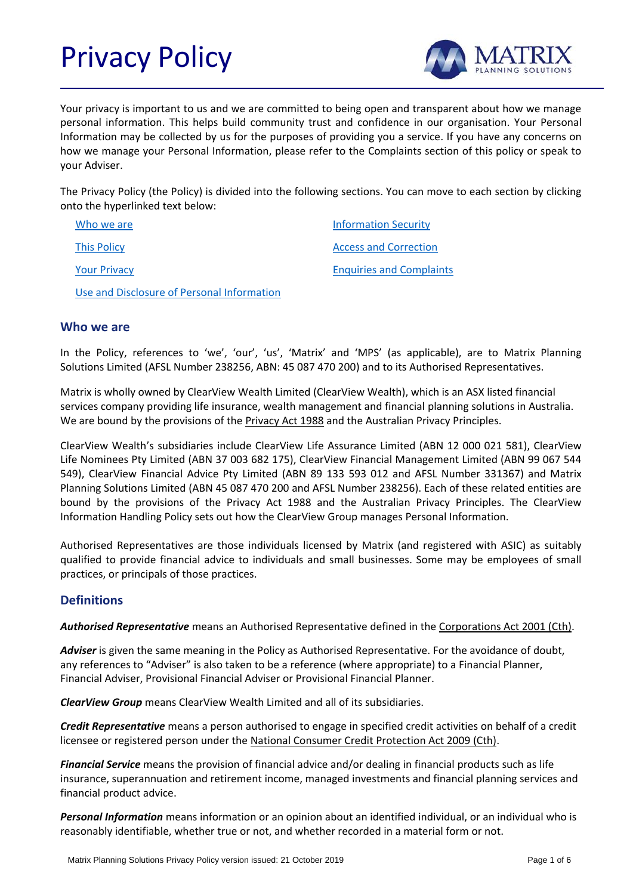# Privacy Policy

Your privacy is important to us and we are committed to being open and transparent about how we manage personal information. This helps build community trust and confidence in our organisation. Your Personal Information may be collected by us for the purposes of providing you a service. If you have any concerns on how we manage your Personal Information, please refer to the Complaints section of this policy or speak to your Adviser.

The Privacy Policy (the Policy) is divided into the following sections. You can move to each section by clicking onto the hyperlinked text below:

- Who we are
- This Policy
- Your Privacy
- Use and Disclosure of Personal Information
- Information Security
- Access and Correction
- Enquiries and Complaints

## Who we are

In the Policy, references to 'we', 'our', 'us', 'Matrix' and 'MPS' (as applicable), are to Matrix Planning Solutions Limited (AFSL Number 238256, ABN: 45 087 470 200) and to its Authorised Representatives.

Matrix is wholly owned by ClearView Wealth Limited (ClearView Wealth), which is an ASX listed financial services company providing life insurance, wealth management and financial planning solutions in Australia. We are bound by the provisions of the Privacy Act 1988 and the Australian Privacy Principles.

ClearView Wealth's subsidiaries include ClearView Life Assurance Limited (ABN 12 000 021 581), ClearView Life Nominees Pty Limited (ABN 37 003 682 175), ClearView Financial Management Limited (ABN 99 067 544 549), ClearView Financial Advice Pty Limited (ABN 89 133 593 012 and AFSL Number 331367) and Matrix Planning Solutions Limited (ABN 45 087 470 200 and AFSL Number 238256). Each of these related entities are bound by the provisions of the Privacy Act 1988 and the Australian Privacy Principles. The ClearView Information Handling Policy sets out how the ClearView Group manages Personal Information.

Authorised Representatives are those individuals licensed by Matrix (and registered with ASIC) as suitably qualified to provide financial advice to individuals and small businesses. Some may be employees of small practices, or principals of those practices.

## Definitions

***Authorised Representative*** means an Authorised Representative defined in the Corporations Act 2001 (Cth).

***Adviser*** is given the same meaning in the Policy as Authorised Representative. For the avoidance of doubt, any references to "Adviser" is also taken to be a reference (where appropriate) to a Financial Planner, Financial Adviser, Provisional Financial Adviser or Provisional Financial Planner.

***ClearView Group*** means ClearView Wealth Limited and all of its subsidiaries.

***Credit Representative*** means a person authorised to engage in specified credit activities on behalf of a credit licensee or registered person under the National Consumer Credit Protection Act 2009 (Cth).

***Financial Service*** means the provision of financial advice and/or dealing in financial products such as life insurance, superannuation and retirement income, managed investments and financial planning services and financial product advice.

***Personal Information*** means information or an opinion about an identified individual, or an individual who is reasonably identifiable, whether true or not, and whether recorded in a material form or not.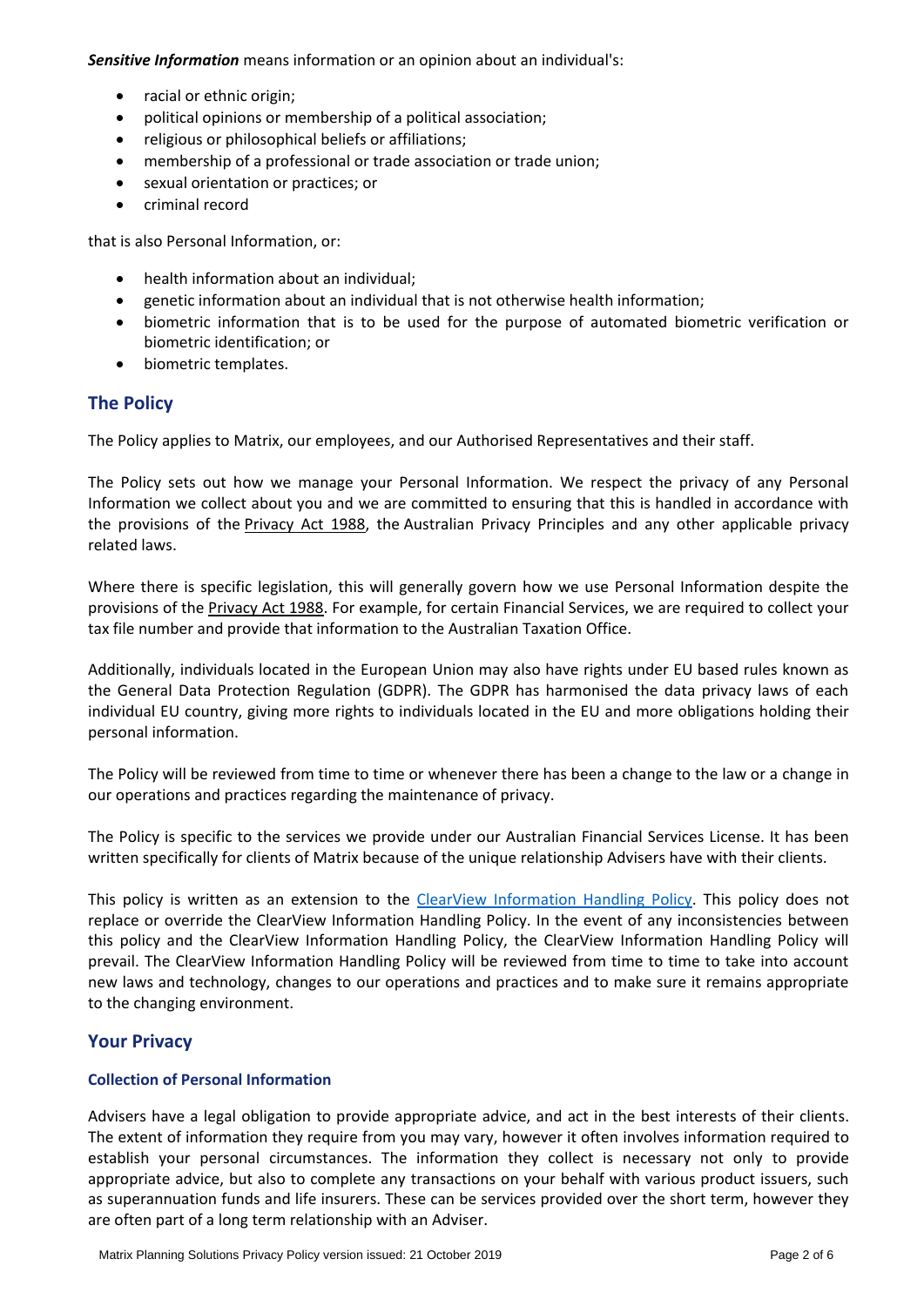***Sensitive Information*** means information or an opinion about an individual's:

- racial or ethnic origin;
- political opinions or membership of a political association;
- religious or philosophical beliefs or affiliations;
- membership of a professional or trade association or trade union;
- sexual orientation or practices; or
- criminal record

that is also Personal Information, or:

- health information about an individual;
- genetic information about an individual that is not otherwise health information;
- biometric information that is to be used for the purpose of automated biometric verification or biometric identification; or
- biometric templates.

## The Policy

The Policy applies to Matrix, our employees, and our Authorised Representatives and their staff.

The Policy sets out how we manage your Personal Information. We respect the privacy of any Personal Information we collect about you and we are committed to ensuring that this is handled in accordance with the provisions of the Privacy Act 1988, the Australian Privacy Principles and any other applicable privacy related laws.

Where there is specific legislation, this will generally govern how we use Personal Information despite the provisions of the Privacy Act 1988. For example, for certain Financial Services, we are required to collect your tax file number and provide that information to the Australian Taxation Office.

Additionally, individuals located in the European Union may also have rights under EU based rules known as the General Data Protection Regulation (GDPR). The GDPR has harmonised the data privacy laws of each individual EU country, giving more rights to individuals located in the EU and more obligations holding their personal information.

The Policy will be reviewed from time to time or whenever there has been a change to the law or a change in our operations and practices regarding the maintenance of privacy.

The Policy is specific to the services we provide under our Australian Financial Services License. It has been written specifically for clients of Matrix because of the unique relationship Advisers have with their clients.

This policy is written as an extension to the ClearView Information Handling Policy. This policy does not replace or override the ClearView Information Handling Policy. In the event of any inconsistencies between this policy and the ClearView Information Handling Policy, the ClearView Information Handling Policy will prevail. The ClearView Information Handling Policy will be reviewed from time to time to take into account new laws and technology, changes to our operations and practices and to make sure it remains appropriate to the changing environment.

## Your Privacy

### Collection of Personal Information

Advisers have a legal obligation to provide appropriate advice, and act in the best interests of their clients. The extent of information they require from you may vary, however it often involves information required to establish your personal circumstances. The information they collect is necessary not only to provide appropriate advice, but also to complete any transactions on your behalf with various product issuers, such as superannuation funds and life insurers. These can be services provided over the short term, however they are often part of a long term relationship with an Adviser.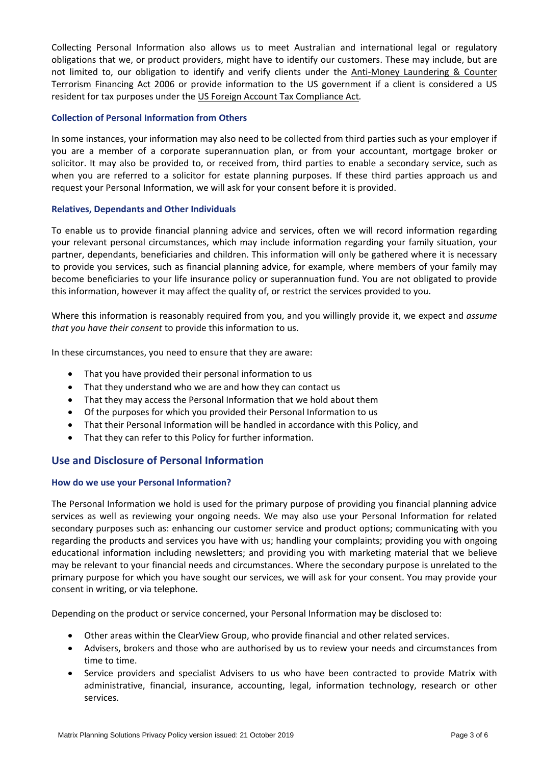Collecting Personal Information also allows us to meet Australian and international legal or regulatory obligations that we, or product providers, might have to identify our customers. These may include, but are not limited to, our obligation to identify and verify clients under the Anti-Money Laundering & Counter Terrorism Financing Act 2006 or provide information to the US government if a client is considered a US resident for tax purposes under the US Foreign Account Tax Compliance Act.

### Collection of Personal Information from Others

In some instances, your information may also need to be collected from third parties such as your employer if you are a member of a corporate superannuation plan, or from your accountant, mortgage broker or solicitor. It may also be provided to, or received from, third parties to enable a secondary service, such as when you are referred to a solicitor for estate planning purposes. If these third parties approach us and request your Personal Information, we will ask for your consent before it is provided.

### Relatives, Dependants and Other Individuals

To enable us to provide financial planning advice and services, often we will record information regarding your relevant personal circumstances, which may include information regarding your family situation, your partner, dependants, beneficiaries and children. This information will only be gathered where it is necessary to provide you services, such as financial planning advice, for example, where members of your family may become beneficiaries to your life insurance policy or superannuation fund. You are not obligated to provide this information, however it may affect the quality of, or restrict the services provided to you.

Where this information is reasonably required from you, and you willingly provide it, we expect and *assume that you have their consent* to provide this information to us.

In these circumstances, you need to ensure that they are aware:

- That you have provided their personal information to us
- That they understand who we are and how they can contact us
- That they may access the Personal Information that we hold about them
- Of the purposes for which you provided their Personal Information to us
- That their Personal Information will be handled in accordance with this Policy, and
- That they can refer to this Policy for further information.

## Use and Disclosure of Personal Information

### How do we use your Personal Information?

The Personal Information we hold is used for the primary purpose of providing you financial planning advice services as well as reviewing your ongoing needs. We may also use your Personal Information for related secondary purposes such as: enhancing our customer service and product options; communicating with you regarding the products and services you have with us; handling your complaints; providing you with ongoing educational information including newsletters; and providing you with marketing material that we believe may be relevant to your financial needs and circumstances. Where the secondary purpose is unrelated to the primary purpose for which you have sought our services, we will ask for your consent. You may provide your consent in writing, or via telephone.

Depending on the product or service concerned, your Personal Information may be disclosed to:

- Other areas within the ClearView Group, who provide financial and other related services.
- Advisers, brokers and those who are authorised by us to review your needs and circumstances from time to time.
- Service providers and specialist Advisers to us who have been contracted to provide Matrix with administrative, financial, insurance, accounting, legal, information technology, research or other services.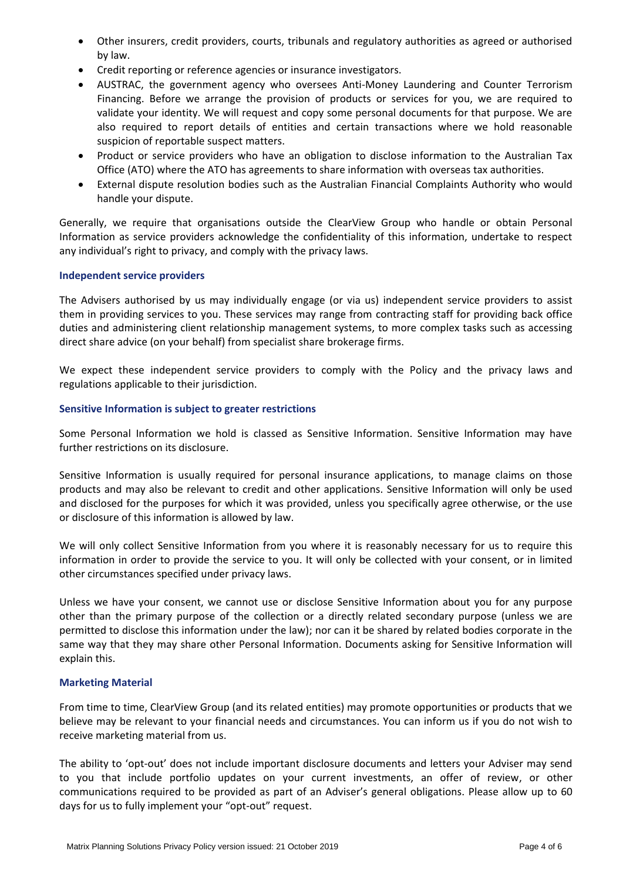- Other insurers, credit providers, courts, tribunals and regulatory authorities as agreed or authorised by law.
- Credit reporting or reference agencies or insurance investigators.
- AUSTRAC, the government agency who oversees Anti-Money Laundering and Counter Terrorism Financing. Before we arrange the provision of products or services for you, we are required to validate your identity. We will request and copy some personal documents for that purpose. We are also required to report details of entities and certain transactions where we hold reasonable suspicion of reportable suspect matters.
- Product or service providers who have an obligation to disclose information to the Australian Tax Office (ATO) where the ATO has agreements to share information with overseas tax authorities.
- External dispute resolution bodies such as the Australian Financial Complaints Authority who would handle your dispute.

Generally, we require that organisations outside the ClearView Group who handle or obtain Personal Information as service providers acknowledge the confidentiality of this information, undertake to respect any individual's right to privacy, and comply with the privacy laws.

### Independent service providers

The Advisers authorised by us may individually engage (or via us) independent service providers to assist them in providing services to you. These services may range from contracting staff for providing back office duties and administering client relationship management systems, to more complex tasks such as accessing direct share advice (on your behalf) from specialist share brokerage firms.

We expect these independent service providers to comply with the Policy and the privacy laws and regulations applicable to their jurisdiction.

### Sensitive Information is subject to greater restrictions

Some Personal Information we hold is classed as Sensitive Information. Sensitive Information may have further restrictions on its disclosure.

Sensitive Information is usually required for personal insurance applications, to manage claims on those products and may also be relevant to credit and other applications. Sensitive Information will only be used and disclosed for the purposes for which it was provided, unless you specifically agree otherwise, or the use or disclosure of this information is allowed by law.

We will only collect Sensitive Information from you where it is reasonably necessary for us to require this information in order to provide the service to you. It will only be collected with your consent, or in limited other circumstances specified under privacy laws.

Unless we have your consent, we cannot use or disclose Sensitive Information about you for any purpose other than the primary purpose of the collection or a directly related secondary purpose (unless we are permitted to disclose this information under the law); nor can it be shared by related bodies corporate in the same way that they may share other Personal Information. Documents asking for Sensitive Information will explain this.

### Marketing Material

From time to time, ClearView Group (and its related entities) may promote opportunities or products that we believe may be relevant to your financial needs and circumstances. You can inform us if you do not wish to receive marketing material from us.

The ability to 'opt-out' does not include important disclosure documents and letters your Adviser may send to you that include portfolio updates on your current investments, an offer of review, or other communications required to be provided as part of an Adviser's general obligations. Please allow up to 60 days for us to fully implement your "opt-out" request.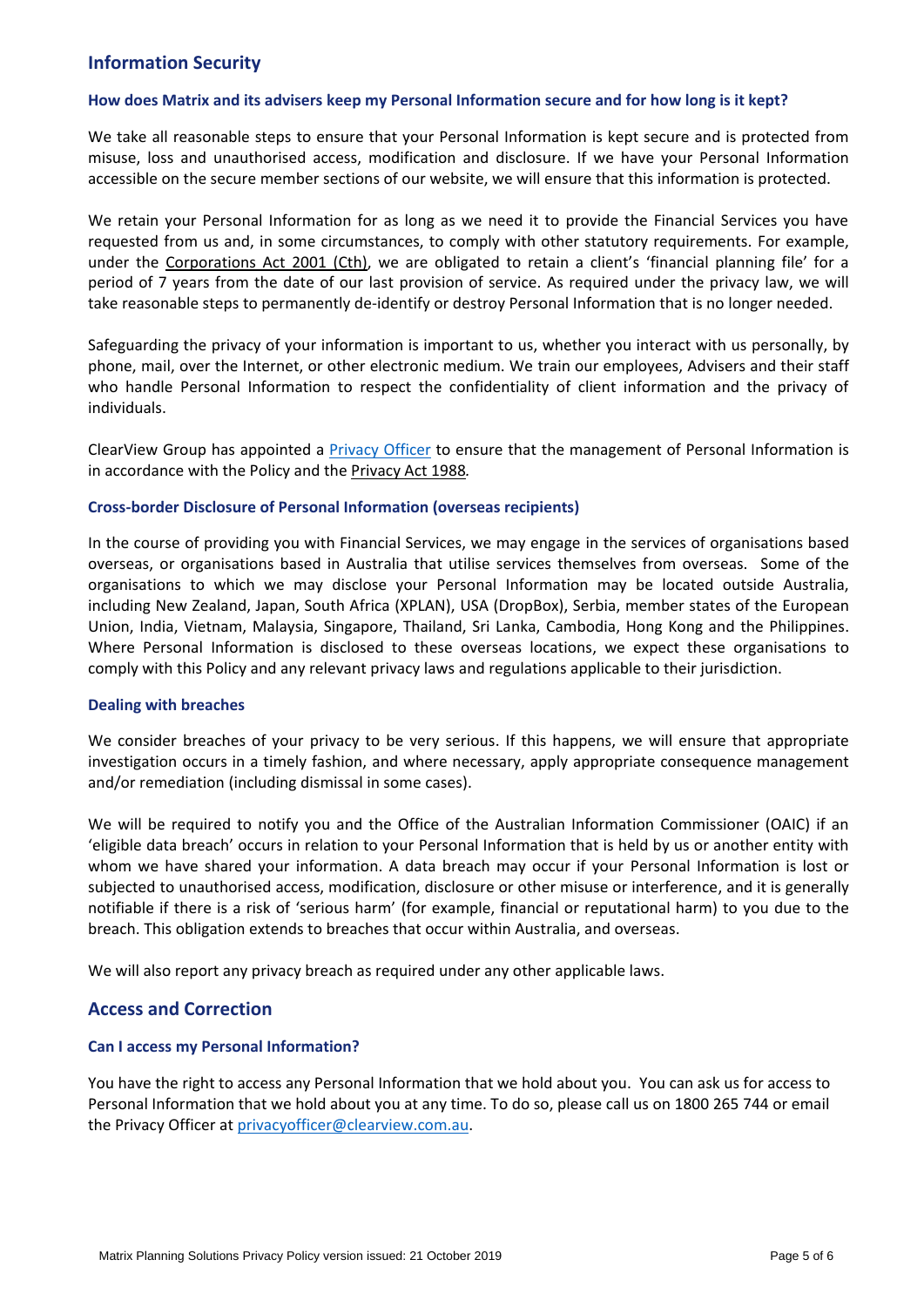## Information Security

### How does Matrix and its advisers keep my Personal Information secure and for how long is it kept?

We take all reasonable steps to ensure that your Personal Information is kept secure and is protected from misuse, loss and unauthorised access, modification and disclosure. If we have your Personal Information accessible on the secure member sections of our website, we will ensure that this information is protected.

We retain your Personal Information for as long as we need it to provide the Financial Services you have requested from us and, in some circumstances, to comply with other statutory requirements. For example, under the Corporations Act 2001 (Cth), we are obligated to retain a client's 'financial planning file' for a period of 7 years from the date of our last provision of service. As required under the privacy law, we will take reasonable steps to permanently de-identify or destroy Personal Information that is no longer needed.

Safeguarding the privacy of your information is important to us, whether you interact with us personally, by phone, mail, over the Internet, or other electronic medium. We train our employees, Advisers and their staff who handle Personal Information to respect the confidentiality of client information and the privacy of individuals.

ClearView Group has appointed a Privacy Officer to ensure that the management of Personal Information is in accordance with the Policy and the Privacy Act 1988*.*

### Cross-border Disclosure of Personal Information (overseas recipients)

In the course of providing you with Financial Services, we may engage in the services of organisations based overseas, or organisations based in Australia that utilise services themselves from overseas. Some of the organisations to which we may disclose your Personal Information may be located outside Australia, including New Zealand, Japan, South Africa (XPLAN), USA (DropBox), Serbia, member states of the European Union, India, Vietnam, Malaysia, Singapore, Thailand, Sri Lanka, Cambodia, Hong Kong and the Philippines. Where Personal Information is disclosed to these overseas locations, we expect these organisations to comply with this Policy and any relevant privacy laws and regulations applicable to their jurisdiction.

### Dealing with breaches

We consider breaches of your privacy to be very serious. If this happens, we will ensure that appropriate investigation occurs in a timely fashion, and where necessary, apply appropriate consequence management and/or remediation (including dismissal in some cases).

We will be required to notify you and the Office of the Australian Information Commissioner (OAIC) if an 'eligible data breach' occurs in relation to your Personal Information that is held by us or another entity with whom we have shared your information. A data breach may occur if your Personal Information is lost or subjected to unauthorised access, modification, disclosure or other misuse or interference, and it is generally notifiable if there is a risk of 'serious harm' (for example, financial or reputational harm) to you due to the breach. This obligation extends to breaches that occur within Australia, and overseas.

We will also report any privacy breach as required under any other applicable laws.

## Access and Correction

### Can I access my Personal Information?

You have the right to access any Personal Information that we hold about you. You can ask us for access to Personal Information that we hold about you at any time. To do so, please call us on 1800 265 744 or email the Privacy Officer at privacyofficer@clearview.com.au.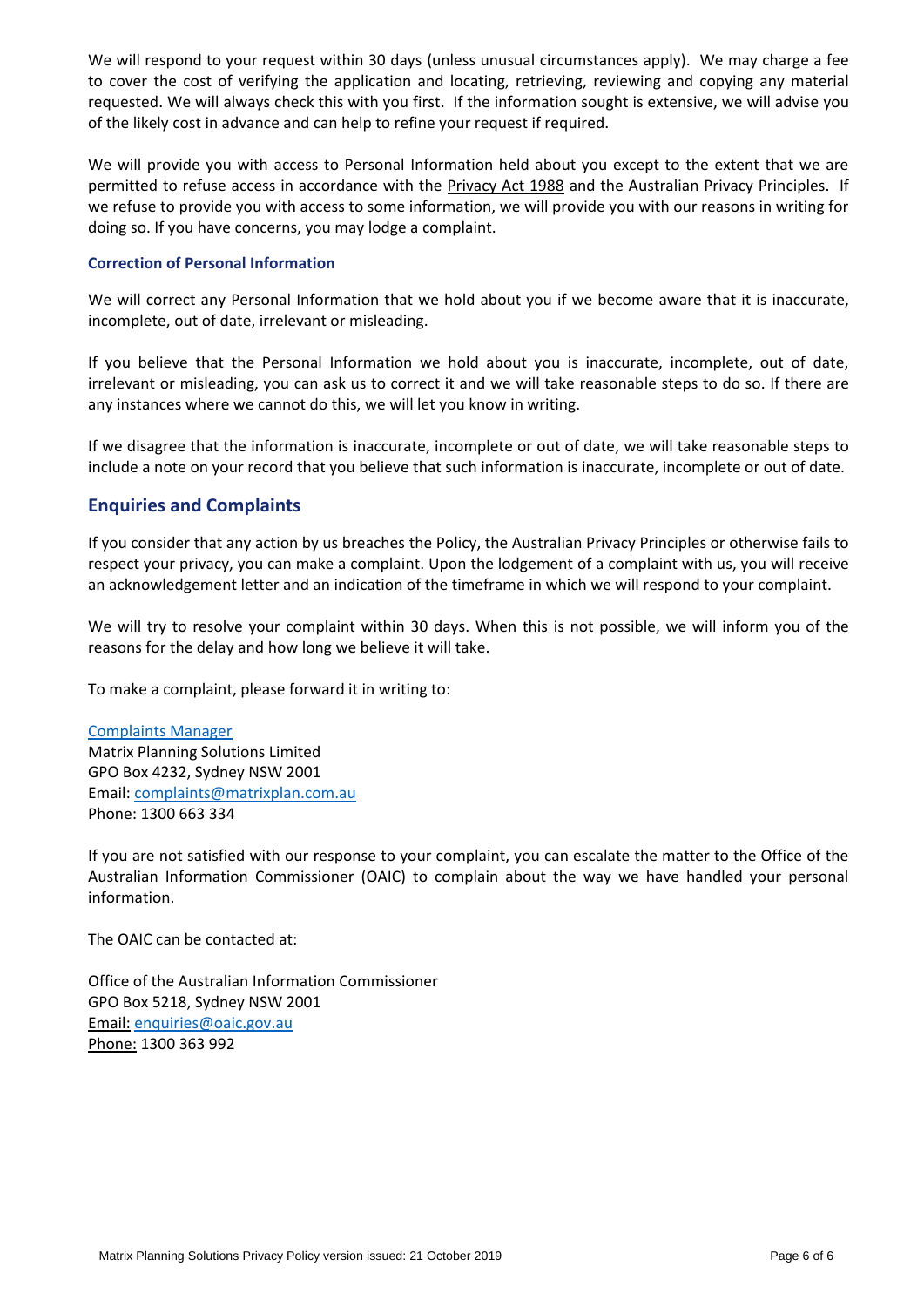We will respond to your request within 30 days (unless unusual circumstances apply). We may charge a fee to cover the cost of verifying the application and locating, retrieving, reviewing and copying any material requested. We will always check this with you first. If the information sought is extensive, we will advise you of the likely cost in advance and can help to refine your request if required.

We will provide you with access to Personal Information held about you except to the extent that we are permitted to refuse access in accordance with the Privacy Act 1988 and the Australian Privacy Principles. If we refuse to provide you with access to some information, we will provide you with our reasons in writing for doing so. If you have concerns, you may lodge a complaint.

### Correction of Personal Information

We will correct any Personal Information that we hold about you if we become aware that it is inaccurate, incomplete, out of date, irrelevant or misleading.

If you believe that the Personal Information we hold about you is inaccurate, incomplete, out of date, irrelevant or misleading, you can ask us to correct it and we will take reasonable steps to do so. If there are any instances where we cannot do this, we will let you know in writing.

If we disagree that the information is inaccurate, incomplete or out of date, we will take reasonable steps to include a note on your record that you believe that such information is inaccurate, incomplete or out of date.

## Enquiries and Complaints

If you consider that any action by us breaches the Policy, the Australian Privacy Principles or otherwise fails to respect your privacy, you can make a complaint. Upon the lodgement of a complaint with us, you will receive an acknowledgement letter and an indication of the timeframe in which we will respond to your complaint.

We will try to resolve your complaint within 30 days. When this is not possible, we will inform you of the reasons for the delay and how long we believe it will take.

To make a complaint, please forward it in writing to:

Complaints Manager
Matrix Planning Solutions Limited
GPO Box 4232, Sydney NSW 2001
Email: complaints@matrixplan.com.au
Phone: 1300 663 334

If you are not satisfied with our response to your complaint, you can escalate the matter to the Office of the Australian Information Commissioner (OAIC) to complain about the way we have handled your personal information.

The OAIC can be contacted at:

Office of the Australian Information Commissioner
GPO Box 5218, Sydney NSW 2001
Email: enquiries@oaic.gov.au
Phone: 1300 363 992